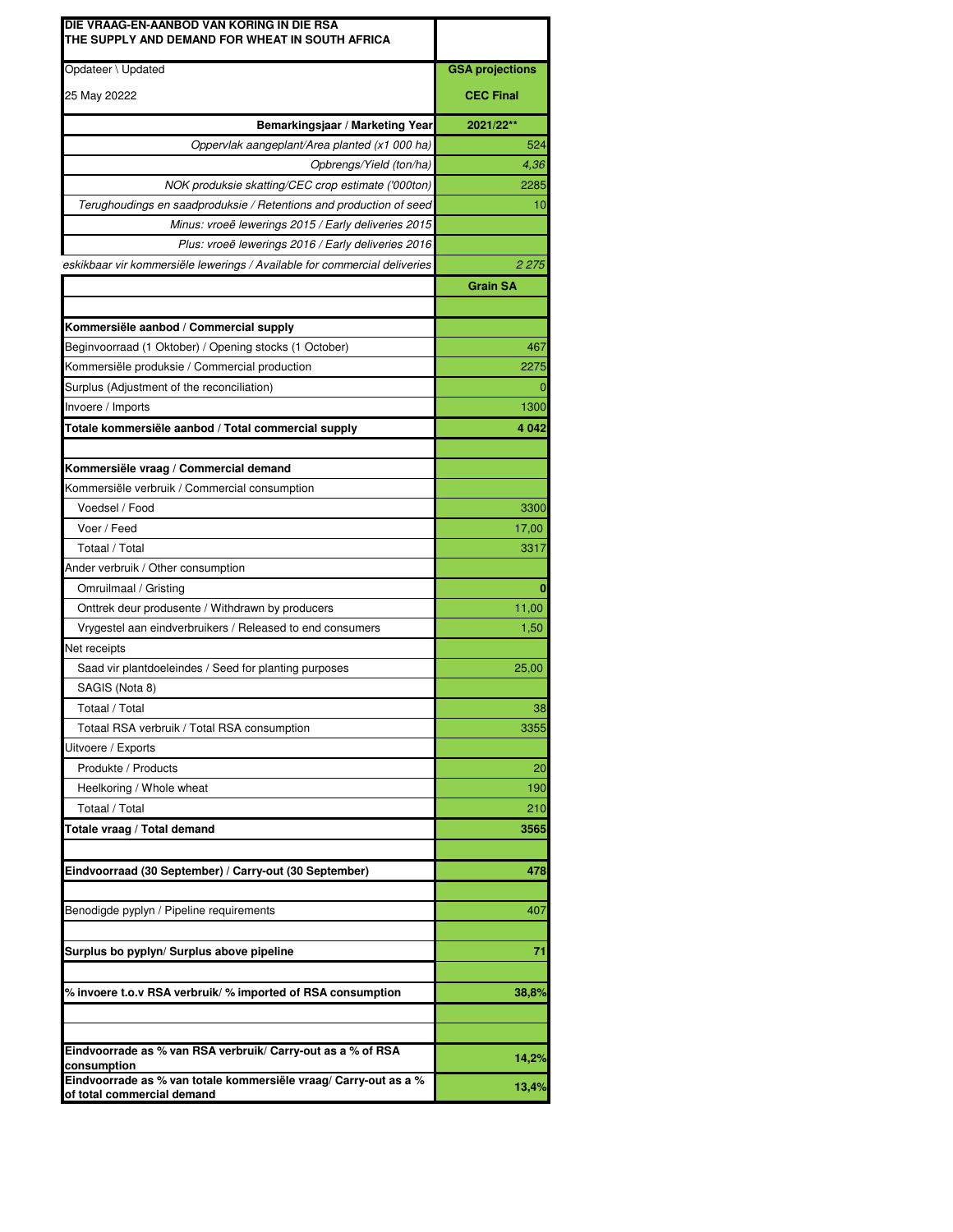| DIE VRAAG-EN-AANBOD VAN KORING IN DIE RSA<br>THE SUPPLY AND DEMAND FOR WHEAT IN SOUTH AFRICA | |
|---|---|
| Opdateer \ Updated | GSA projections |
| 25 May 20222 | CEC Final |
| **Bemarkingsjaar / Marketing Year** | **2021/22\*\*** |
| *Oppervlak aangeplant/Area planted (x1 000 ha)* | 524 |
| *Opbrengs/Yield (ton/ha)* | *4,36* |
| *NOK produksie skatting/CEC crop estimate ('000ton)* | 2285 |
| *Terughoudings en saadproduksie / Retentions and production of seed* | 10 |
| *Minus: vroeë lewerings 2015 / Early deliveries 2015* | |
| *Plus: vroeë lewerings 2016 / Early deliveries 2016* | |
| *eskikbaar vir kommersiële lewerings / Available for commercial deliveries* | *2 275* |
| | **Grain SA** |
| | |
| **Kommersiële aanbod / Commercial supply** | |
| Beginvoorraad (1 Oktober) / Opening stocks (1 October) | 467 |
| Kommersiële produksie / Commercial production | 2275 |
| Surplus (Adjustment of the reconciliation) | 0 |
| Invoere / Imports | 1300 |
| **Totale kommersiële aanbod / Total commercial supply** | **4 042** |
| | |
| **Kommersiële vraag / Commercial demand** | |
| Kommersiële verbruik / Commercial consumption | |
| Voedsel / Food | 3300 |
| Voer / Feed | 17,00 |
| Totaal / Total | 3317 |
| Ander verbruik / Other consumption | |
| Omruilmaal / Gristing | **0** |
| Onttrek deur produsente / Withdrawn by producers | 11,00 |
| Vrygestel aan eindverbruikers / Released to end consumers | 1,50 |
| Net receipts | |
| Saad vir plantdoeleindes / Seed for planting purposes | 25,00 |
| SAGIS (Nota 8) | |
| Totaal / Total | 38 |
| Totaal RSA verbruik / Total RSA consumption | 3355 |
| Uitvoere / Exports | |
| Produkte / Products | 20 |
| Heelkoring / Whole wheat | 190 |
| Totaal / Total | 210 |
| **Totale vraag / Total demand** | **3565** |
| | |
| **Eindvoorraad (30 September) / Carry-out (30 September)** | **478** |
| | |
| Benodigde pyplyn / Pipeline requirements | 407 |
| | |
| **Surplus bo pyplyn/ Surplus above pipeline** | **71** |
| | |
| **% invoere t.o.v RSA verbruik/ % imported of RSA consumption** | **38,8%** |
| | |
| | |
| **Eindvoorrade as % van RSA verbruik/ Carry-out as a % of RSA consumption** | **14,2%** |
| **Eindvoorrade as % van totale kommersiële vraag/ Carry-out as a % of total commercial demand** | **13,4%** |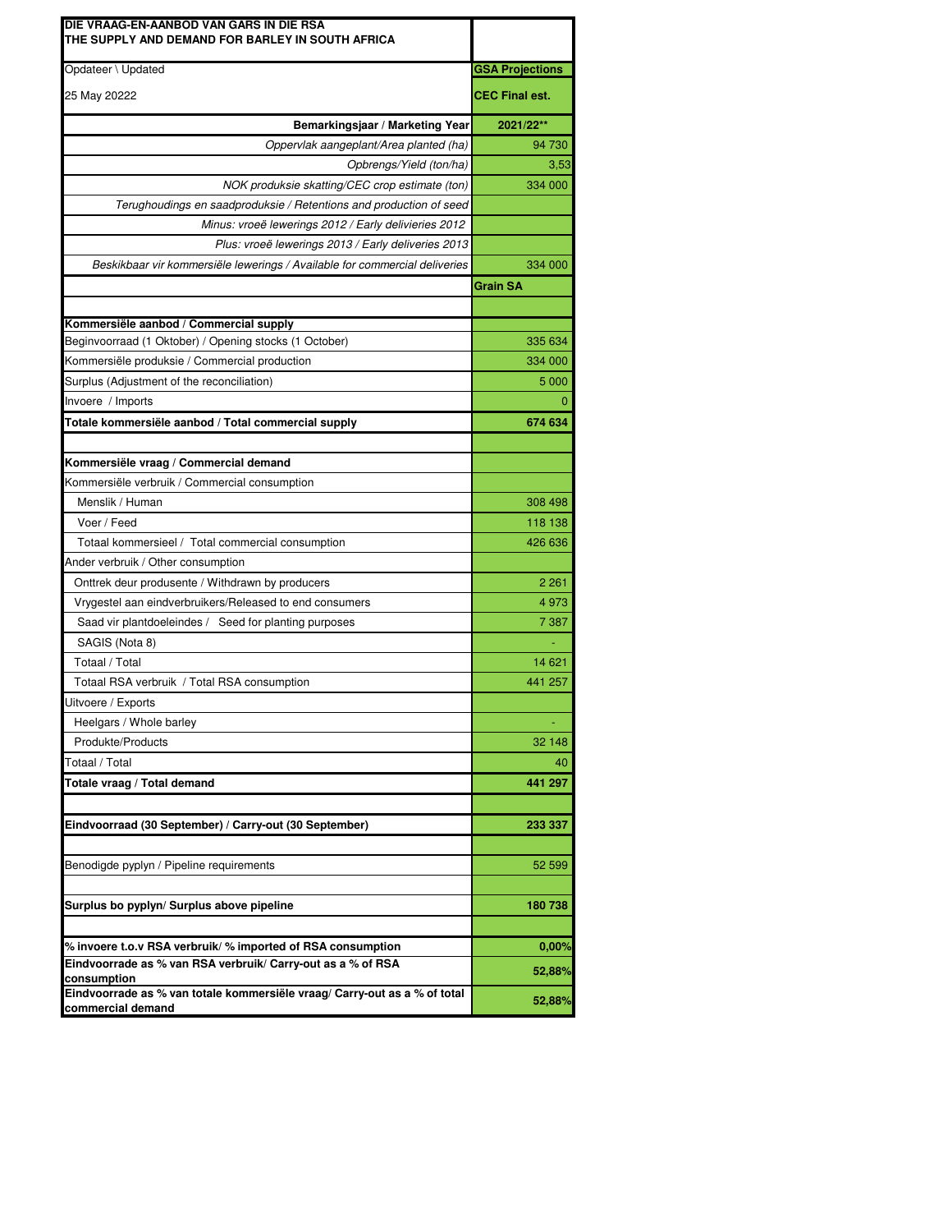| DIE VRAAG-EN-AANBOD VAN GARS IN DIE RSA<br>THE SUPPLY AND DEMAND FOR BARLEY IN SOUTH AFRICA | |
|---|---|
| Opdateer \ Updated | GSA Projections |
| 25 May 20222 | CEC Final est. |
| **Bemarkingsjaar / Marketing Year** | **2021/22\*\*** |
| *Oppervlak aangeplant/Area planted (ha)* | 94 730 |
| *Opbrengs/Yield (ton/ha)* | 3,53 |
| *NOK produksie skatting/CEC crop estimate (ton)* | 334 000 |
| *Terughoudings en saadproduksie / Retentions and production of seed* | |
| *Minus: vroeë lewerings 2012 / Early delivieries 2012* | |
| *Plus: vroeë lewerings 2013 / Early deliveries 2013* | |
| *Beskikbaar vir kommersiële lewerings / Available for commercial deliveries* | 334 000 |
| | **Grain SA** |
| | |
| **Kommersiële aanbod / Commercial supply** | |
| Beginvoorraad (1 Oktober) / Opening stocks (1 October) | 335 634 |
| Kommersiële produksie / Commercial production | 334 000 |
| Surplus (Adjustment of the reconciliation) | 5 000 |
| Invoere / Imports | 0 |
| **Totale kommersiële aanbod / Total commercial supply** | **674 634** |
| | |
| **Kommersiële vraag / Commercial demand** | |
| Kommersiële verbruik / Commercial consumption | |
| Menslik / Human | 308 498 |
| Voer / Feed | 118 138 |
| Totaal kommersieel / Total commercial consumption | 426 636 |
| Ander verbruik / Other consumption | |
| Onttrek deur produsente / Withdrawn by producers | 2 261 |
| Vrygestel aan eindverbruikers/Released to end consumers | 4 973 |
| Saad vir plantdoeleindes / Seed for planting purposes | 7 387 |
| SAGIS (Nota 8) | - |
| Totaal / Total | 14 621 |
| Totaal RSA verbruik / Total RSA consumption | 441 257 |
| Uitvoere / Exports | |
| Heelgars / Whole barley | - |
| Produkte/Products | 32 148 |
| Totaal / Total | 40 |
| **Totale vraag / Total demand** | **441 297** |
| | |
| **Eindvoorraad (30 September) / Carry-out (30 September)** | **233 337** |
| | |
| Benodigde pyplyn / Pipeline requirements | 52 599 |
| | |
| **Surplus bo pyplyn/ Surplus above pipeline** | **180 738** |
| | |
| **% invoere t.o.v RSA verbruik/ % imported of RSA consumption** | **0,00%** |
| **Eindvoorrade as % van RSA verbruik/ Carry-out as a % of RSA consumption** | **52,88%** |
| **Eindvoorrade as % van totale kommersiële vraag/ Carry-out as a % of total commercial demand** | **52,88%** |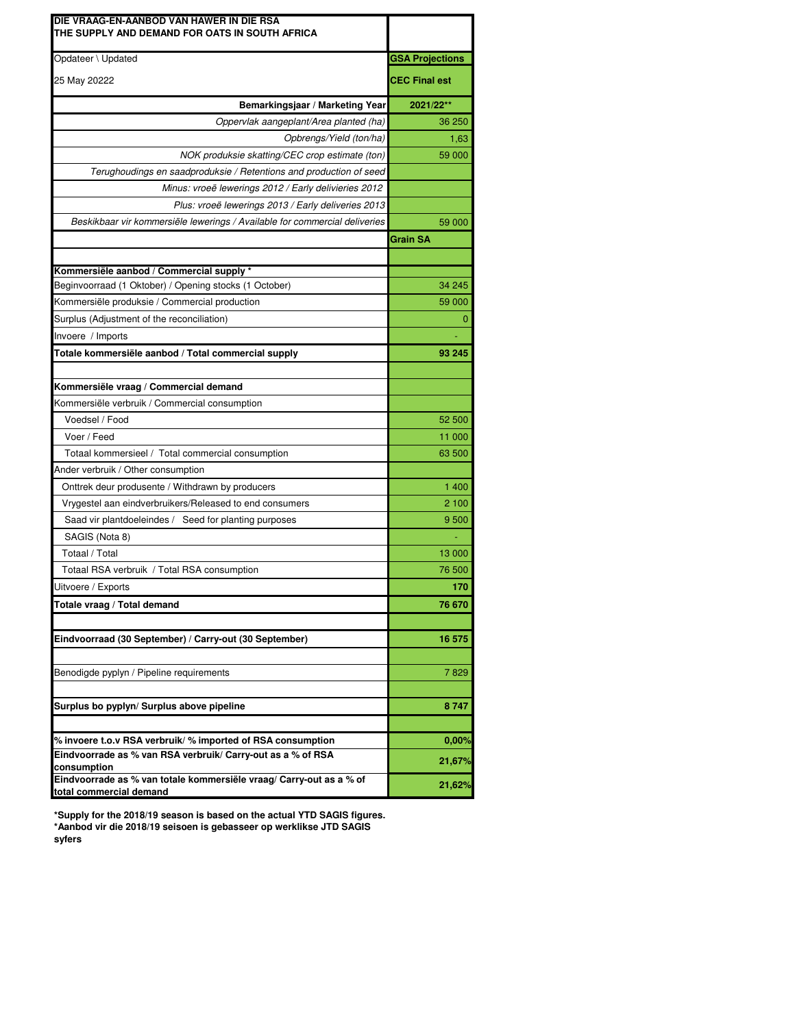| DIE VRAAG-EN-AANBOD VAN HAWER IN DIE RSA<br>THE SUPPLY AND DEMAND FOR OATS IN SOUTH AFRICA | |
|---|---|
| Opdateer \ Updated | **GSA Projections** |
| 25 May 20222 | **CEC Final est** |
| **Bemarkingsjaar / Marketing Year** | **2021/22\*\*** |
| *Oppervlak aangeplant/Area planted (ha)* | 36 250 |
| *Opbrengs/Yield (ton/ha)* | 1,63 |
| *NOK produksie skatting/CEC crop estimate (ton)* | 59 000 |
| *Terughoudings en saadproduksie / Retentions and production of seed* | |
| *Minus: vroeë lewerings 2012 / Early delivieries 2012* | |
| *Plus: vroeë lewerings 2013 / Early deliveries 2013* | |
| *Beskikbaar vir kommersiële lewerings / Available for commercial deliveries* | 59 000 |
| | **Grain SA** |
| | |
| **Kommersiële aanbod / Commercial supply \*** | |
| Beginvoorraad (1 Oktober) / Opening stocks (1 October) | 34 245 |
| Kommersiële produksie / Commercial production | 59 000 |
| Surplus (Adjustment of the reconciliation) | 0 |
| Invoere / Imports | - |
| **Totale kommersiële aanbod / Total commercial supply** | **93 245** |
| | |
| **Kommersiële vraag / Commercial demand** | |
| Kommersiële verbruik / Commercial consumption | |
| Voedsel / Food | 52 500 |
| Voer / Feed | 11 000 |
| Totaal kommersieel / Total commercial consumption | 63 500 |
| Ander verbruik / Other consumption | |
| Onttrek deur produsente / Withdrawn by producers | 1 400 |
| Vrygestel aan eindverbruikers/Released to end consumers | 2 100 |
| Saad vir plantdoeleindes / Seed for planting purposes | 9 500 |
| SAGIS (Nota 8) | - |
| Totaal / Total | 13 000 |
| Totaal RSA verbruik / Total RSA consumption | 76 500 |
| Uitvoere / Exports | **170** |
| **Totale vraag / Total demand** | **76 670** |
| | |
| **Eindvoorraad (30 September) / Carry-out (30 September)** | **16 575** |
| | |
| Benodigde pyplyn / Pipeline requirements | 7 829 |
| | |
| **Surplus bo pyplyn/ Surplus above pipeline** | **8 747** |
| | |
| **% invoere t.o.v RSA verbruik/ % imported of RSA consumption** | **0,00%** |
| **Eindvoorrade as % van RSA verbruik/ Carry-out as a % of RSA consumption** | **21,67%** |
| **Eindvoorrade as % van totale kommersiële vraag/ Carry-out as a % of total commercial demand** | **21,62%** |

**\*Supply for the 2018/19 season is based on the actual YTD SAGIS figures.**
**\*Aanbod vir die 2018/19 seisoen is gebasseer op werklikse JTD SAGIS syfers**